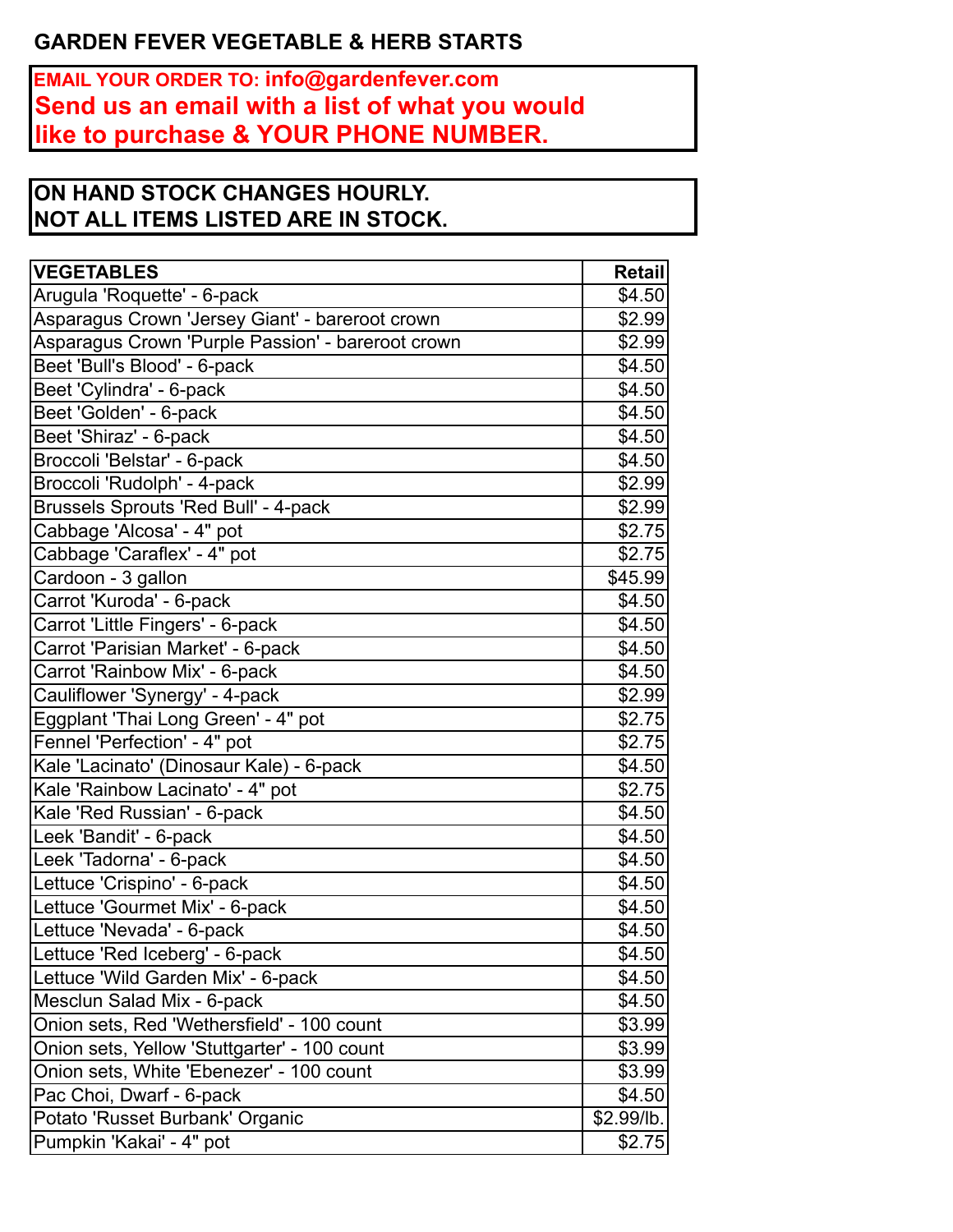# GARDEN FEVER VEGETABLE & HERB STARTS

**EMAIL YOUR ORDER TO: info@gardenfever.com**
**Send us an email with a list of what you would like to purchase & YOUR PHONE NUMBER.**

**ON HAND STOCK CHANGES HOURLY.**
**NOT ALL ITEMS LISTED ARE IN STOCK.**

| VEGETABLES | Retail |
|---|---|
| Arugula 'Roquette' - 6-pack | $4.50 |
| Asparagus Crown 'Jersey Giant' - bareroot crown | $2.99 |
| Asparagus Crown 'Purple Passion' - bareroot crown | $2.99 |
| Beet 'Bull's Blood' - 6-pack | $4.50 |
| Beet 'Cylindra' - 6-pack | $4.50 |
| Beet 'Golden' - 6-pack | $4.50 |
| Beet 'Shiraz' - 6-pack | $4.50 |
| Broccoli 'Belstar' - 6-pack | $4.50 |
| Broccoli 'Rudolph' - 4-pack | $2.99 |
| Brussels Sprouts 'Red Bull' - 4-pack | $2.99 |
| Cabbage 'Alcosa' - 4" pot | $2.75 |
| Cabbage 'Caraflex' - 4" pot | $2.75 |
| Cardoon - 3 gallon | $45.99 |
| Carrot 'Kuroda' - 6-pack | $4.50 |
| Carrot 'Little Fingers' - 6-pack | $4.50 |
| Carrot 'Parisian Market' - 6-pack | $4.50 |
| Carrot 'Rainbow Mix' - 6-pack | $4.50 |
| Cauliflower 'Synergy' - 4-pack | $2.99 |
| Eggplant 'Thai Long Green' - 4" pot | $2.75 |
| Fennel 'Perfection' - 4" pot | $2.75 |
| Kale 'Lacinato' (Dinosaur Kale) - 6-pack | $4.50 |
| Kale 'Rainbow Lacinato' - 4" pot | $2.75 |
| Kale 'Red Russian' - 6-pack | $4.50 |
| Leek 'Bandit' - 6-pack | $4.50 |
| Leek 'Tadorna' - 6-pack | $4.50 |
| Lettuce 'Crispino' - 6-pack | $4.50 |
| Lettuce 'Gourmet Mix' - 6-pack | $4.50 |
| Lettuce 'Nevada' - 6-pack | $4.50 |
| Lettuce 'Red Iceberg' - 6-pack | $4.50 |
| Lettuce 'Wild Garden Mix' - 6-pack | $4.50 |
| Mesclun Salad Mix - 6-pack | $4.50 |
| Onion sets, Red 'Wethersfield' - 100 count | $3.99 |
| Onion sets, Yellow 'Stuttgarter' - 100 count | $3.99 |
| Onion sets, White 'Ebenezer' - 100 count | $3.99 |
| Pac Choi, Dwarf - 6-pack | $4.50 |
| Potato 'Russet Burbank' Organic | $2.99/lb. |
| Pumpkin 'Kakai' - 4" pot | $2.75 |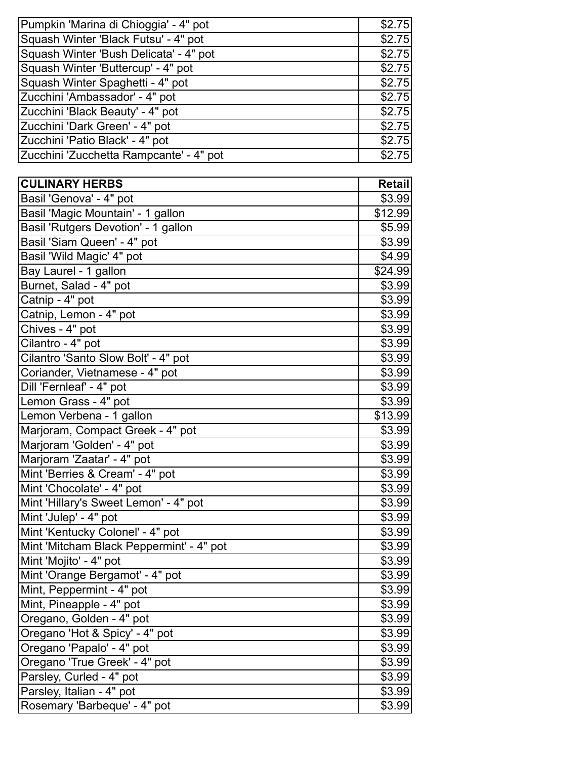| | |
|---|---|
| Pumpkin 'Marina di Chioggia' - 4" pot | $2.75 |
| Squash Winter 'Black Futsu' - 4" pot | $2.75 |
| Squash Winter 'Bush Delicata' - 4" pot | $2.75 |
| Squash Winter 'Buttercup' - 4" pot | $2.75 |
| Squash Winter Spaghetti - 4" pot | $2.75 |
| Zucchini 'Ambassador' - 4" pot | $2.75 |
| Zucchini 'Black Beauty' - 4" pot | $2.75 |
| Zucchini 'Dark Green' - 4" pot | $2.75 |
| Zucchini 'Patio Black' - 4" pot | $2.75 |
| Zucchini 'Zucchetta Rampcante' - 4" pot | $2.75 |

| **CULINARY HERBS** | **Retail** |
|---|---|
| Basil 'Genova' - 4" pot | $3.99 |
| Basil 'Magic Mountain' - 1 gallon | $12.99 |
| Basil 'Rutgers Devotion' - 1 gallon | $5.99 |
| Basil 'Siam Queen' - 4" pot | $3.99 |
| Basil 'Wild Magic' 4" pot | $4.99 |
| Bay Laurel - 1 gallon | $24.99 |
| Burnet, Salad - 4" pot | $3.99 |
| Catnip - 4" pot | $3.99 |
| Catnip, Lemon - 4" pot | $3.99 |
| Chives - 4" pot | $3.99 |
| Cilantro - 4" pot | $3.99 |
| Cilantro 'Santo Slow Bolt' - 4" pot | $3.99 |
| Coriander, Vietnamese - 4" pot | $3.99 |
| Dill 'Fernleaf' - 4" pot | $3.99 |
| Lemon Grass - 4" pot | $3.99 |
| Lemon Verbena - 1 gallon | $13.99 |
| Marjoram, Compact Greek - 4" pot | $3.99 |
| Marjoram 'Golden' - 4" pot | $3.99 |
| Marjoram 'Zaatar' - 4" pot | $3.99 |
| Mint 'Berries & Cream' - 4" pot | $3.99 |
| Mint 'Chocolate' - 4" pot | $3.99 |
| Mint 'Hillary's Sweet Lemon' - 4" pot | $3.99 |
| Mint 'Julep' - 4" pot | $3.99 |
| Mint 'Kentucky Colonel' - 4" pot | $3.99 |
| Mint 'Mitcham Black Peppermint' - 4" pot | $3.99 |
| Mint 'Mojito' - 4" pot | $3.99 |
| Mint 'Orange Bergamot' - 4" pot | $3.99 |
| Mint, Peppermint - 4" pot | $3.99 |
| Mint, Pineapple - 4" pot | $3.99 |
| Oregano, Golden - 4" pot | $3.99 |
| Oregano 'Hot & Spicy' - 4" pot | $3.99 |
| Oregano 'Papalo' - 4" pot | $3.99 |
| Oregano 'True Greek' - 4" pot | $3.99 |
| Parsley, Curled - 4" pot | $3.99 |
| Parsley, Italian - 4" pot | $3.99 |
| Rosemary 'Barbeque' - 4" pot | $3.99 |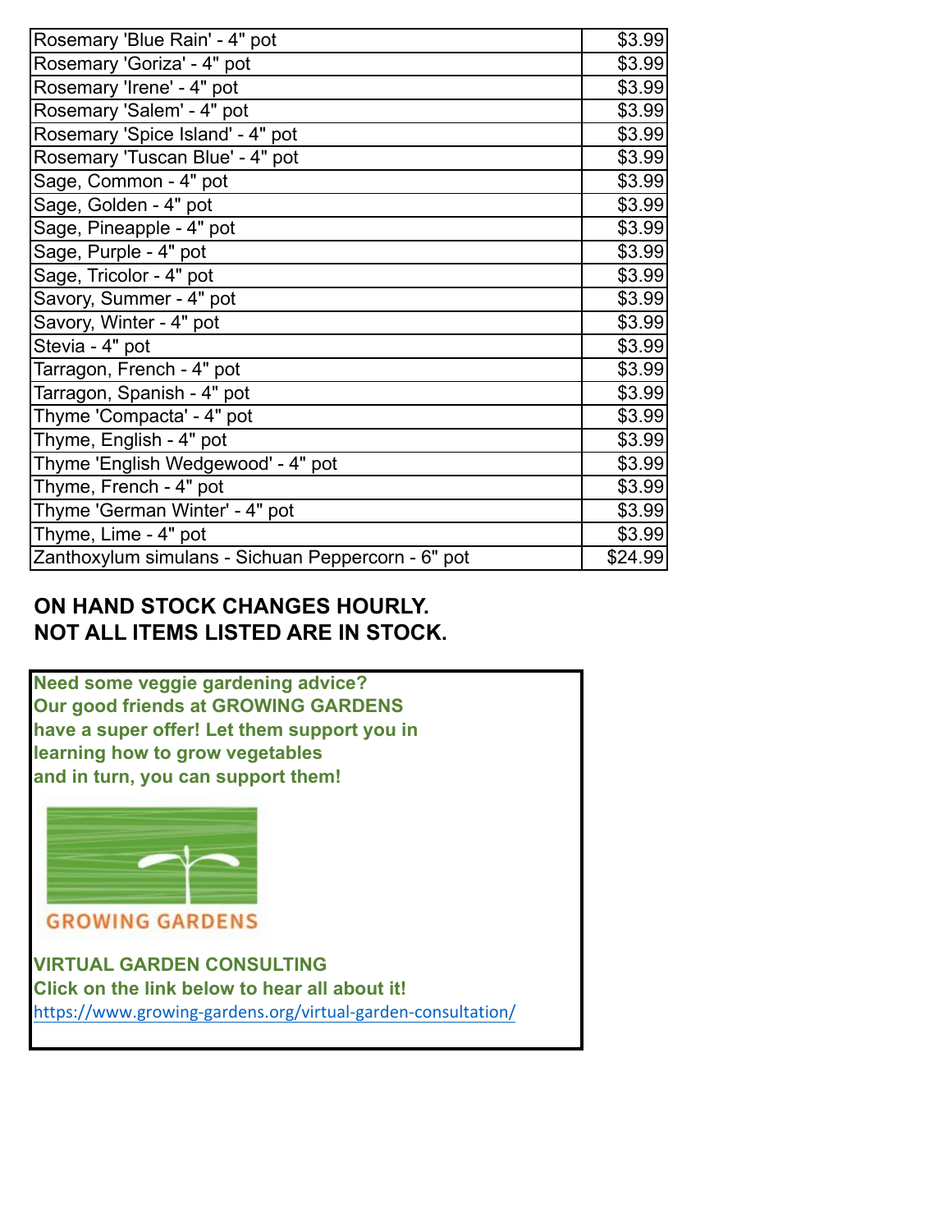| | |
|---|---|
| Rosemary 'Blue Rain' - 4" pot | $3.99 |
| Rosemary 'Goriza' - 4" pot | $3.99 |
| Rosemary 'Irene' - 4" pot | $3.99 |
| Rosemary 'Salem' - 4" pot | $3.99 |
| Rosemary 'Spice Island' - 4" pot | $3.99 |
| Rosemary 'Tuscan Blue' - 4" pot | $3.99 |
| Sage, Common - 4" pot | $3.99 |
| Sage, Golden - 4" pot | $3.99 |
| Sage, Pineapple - 4" pot | $3.99 |
| Sage, Purple - 4" pot | $3.99 |
| Sage, Tricolor - 4" pot | $3.99 |
| Savory, Summer - 4" pot | $3.99 |
| Savory, Winter - 4" pot | $3.99 |
| Stevia - 4" pot | $3.99 |
| Tarragon, French - 4" pot | $3.99 |
| Tarragon, Spanish - 4" pot | $3.99 |
| Thyme 'Compacta' - 4" pot | $3.99 |
| Thyme, English - 4" pot | $3.99 |
| Thyme 'English Wedgewood' - 4" pot | $3.99 |
| Thyme, French - 4" pot | $3.99 |
| Thyme 'German Winter' - 4" pot | $3.99 |
| Thyme, Lime - 4" pot | $3.99 |
| Zanthoxylum simulans - Sichuan Peppercorn - 6" pot | $24.99 |

**ON HAND STOCK CHANGES HOURLY.**
**NOT ALL ITEMS LISTED ARE IN STOCK.**

**Need some veggie gardening advice?**
**Our good friends at GROWING GARDENS have a super offer! Let them support you in learning how to grow vegetables and in turn, you can support them!**

GROWING GARDENS

**VIRTUAL GARDEN CONSULTING**
**Click on the link below to hear all about it!**
https://www.growing-gardens.org/virtual-garden-consultation/